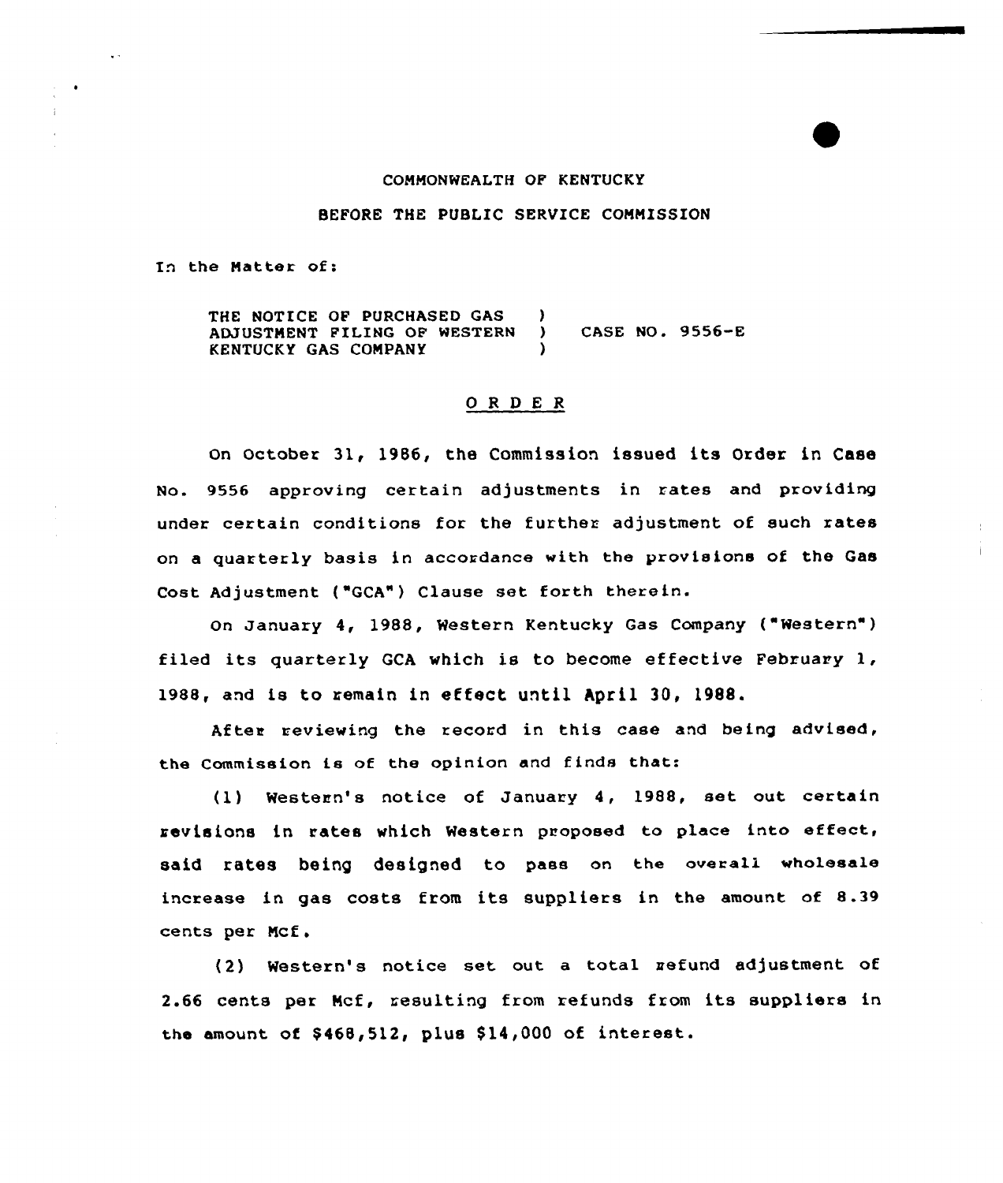COMMONWEALTH OF KENTUCKY

BEFORE THE PUBLIC SERVICE COMMISSION

In the Matter of:

THE NOTICE OF PURCHASED GAS ADJUSTMENT FILING OF WESTERN KENTUCKY GAS COMPANY ) CASE NO. 9556-E

## O R D E R

On October 31, 1986, the Commission issued its Order in Case No. 9556 approving certain adjustments in rates and providing under certain conditions for the further adjustment of such rates on a quarterly basis in accordance with the provisions of the Gas Cost Adjustment ("GCA") Clause set forth therein.

On January 4, 1988, Western Kentucky Gas Company ("Western") filed its quarterly GCA which is to become effective February 1, 1988, and is to remain in effect until April 30, 1988.

After reviewing the record in this case and being advised, the Commission is of the opinion and finds that:

(1) Western's notice of January 4, 1988, set out certain revisions in rates which Western proposed to place into effect, said rates being designed to pass on the overall wholesale increase in gas costs from its suppliers in the amount of 8.39 cents per Mcf.

(2) Western's notice set out a total refund adjustment of 2.66 cents per Mcf, resulting from refunds from its suppliers in the amount of $468,512, plus $14,000 of interest.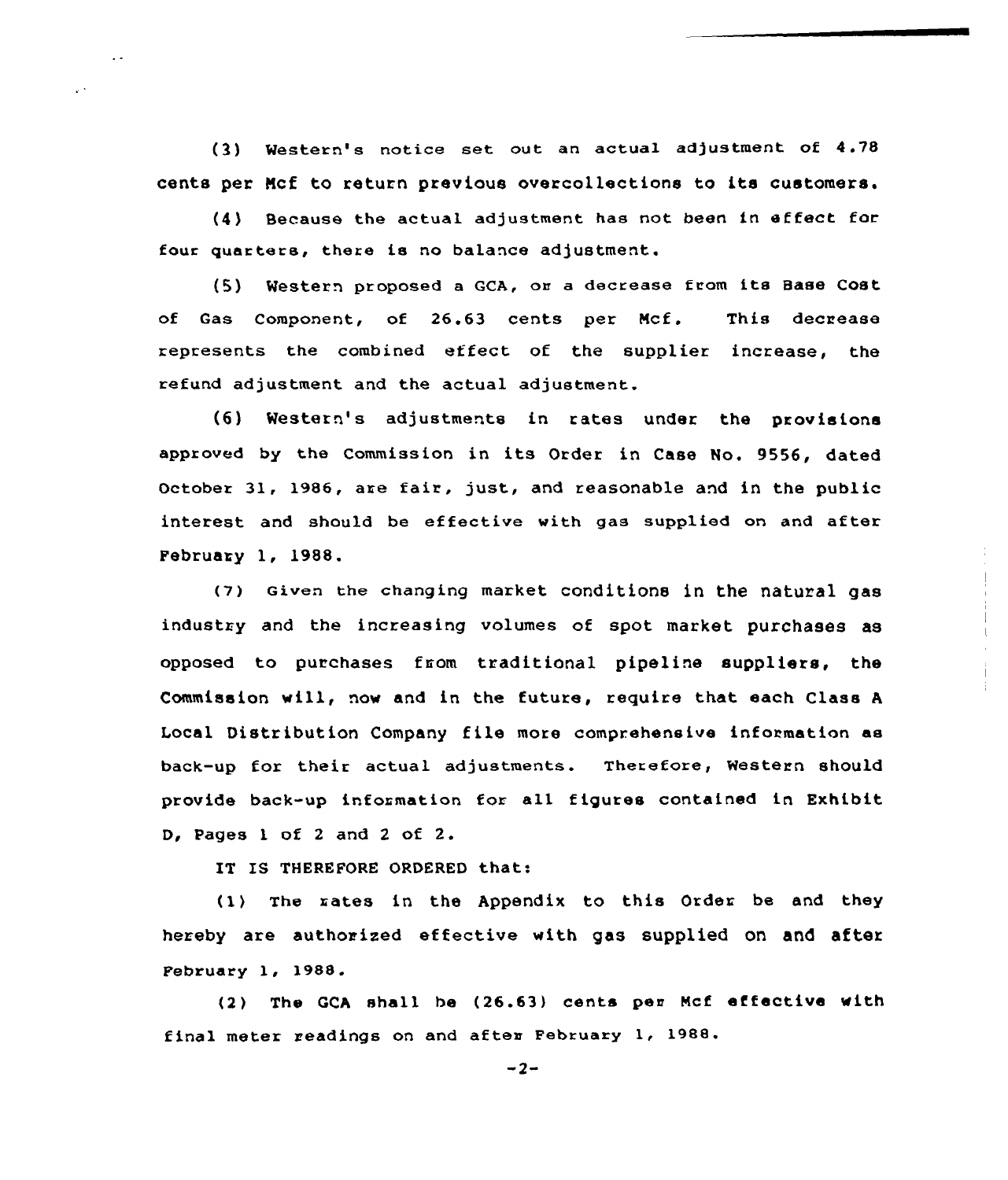(3) Western's notice set out an actual adjustment of 4.78 cents per Mcf to return previous overcollections to its customers.

(4) Because the actual adjustment has not been in effect for four quarters, there is no balance adjustment.

(5) Western proposed a GCA, or a decrease from its Base Cost of Gas Component, of 26.63 cents per Mcf. This decrease represents the combined effect of the supplier increase, the refund adjustment and the actual adjustment.

(6) Western's adjustments in rates under the provisions approved by the Commission in its Order in Case No. 9556, dated October 31, 1986, are fair, just, and reasonable and in the public interest and should be effective with gas supplied on and after February 1, 1988.

(7) Given the changing market conditions in the natural gas industry and the increasing volumes of spot market purchases as opposed to purchases from traditional pipeline suppliers, the Commission will, now and in the future, require that each Class A Local Distribution Company file more comprehensive information as back-up for their actual adjustments. Therefore, Western should provide back-up information for all figures contained in Exhibit D, Pages 1 of 2 and 2 of 2.

IT IS THEREFORE ORDERED that:

(1) The rates in the Appendix to this Order be and they hereby are authorized effective with gas supplied on and after February 1, 1988.

(2) The GCA shall be (26.63) cents per Mcf effective with final meter readings on and after February 1, 1988.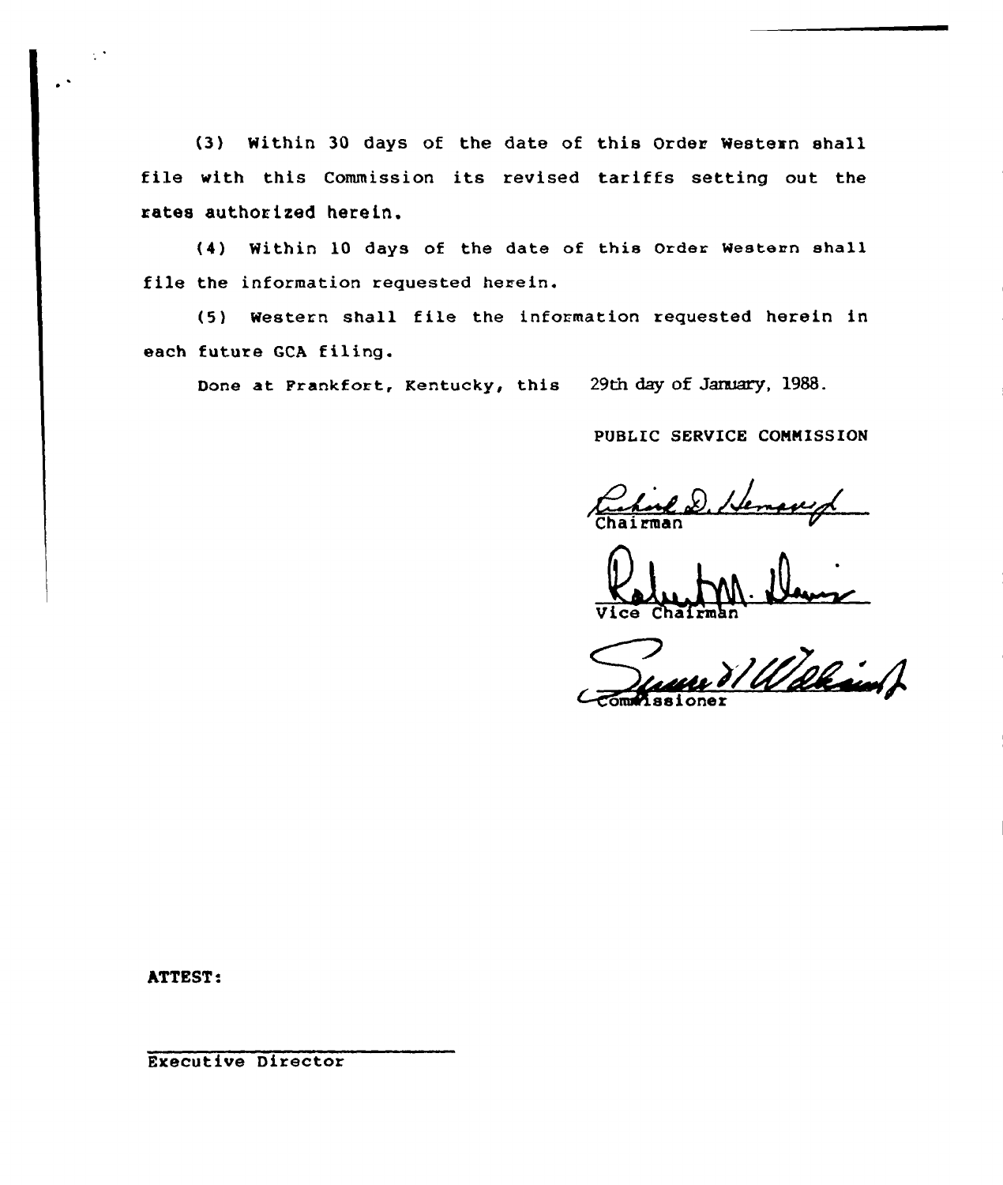(3) Within 30 days of the date of this Order Western shall file with this Commission its revised tariffs setting out the rates authorized herein.

(4) Within 10 days of the date of this Order Western shall file the information requested herein.

(5) Western shall file the information requested herein in each future GCA filing.

Done at Frankfort, Kentucky, this 29th day of January, 1988.

PUBLIC SERVICE COMMISSION

Chairman

Vice Chairman

Commissioner

ATTEST:

Executive Director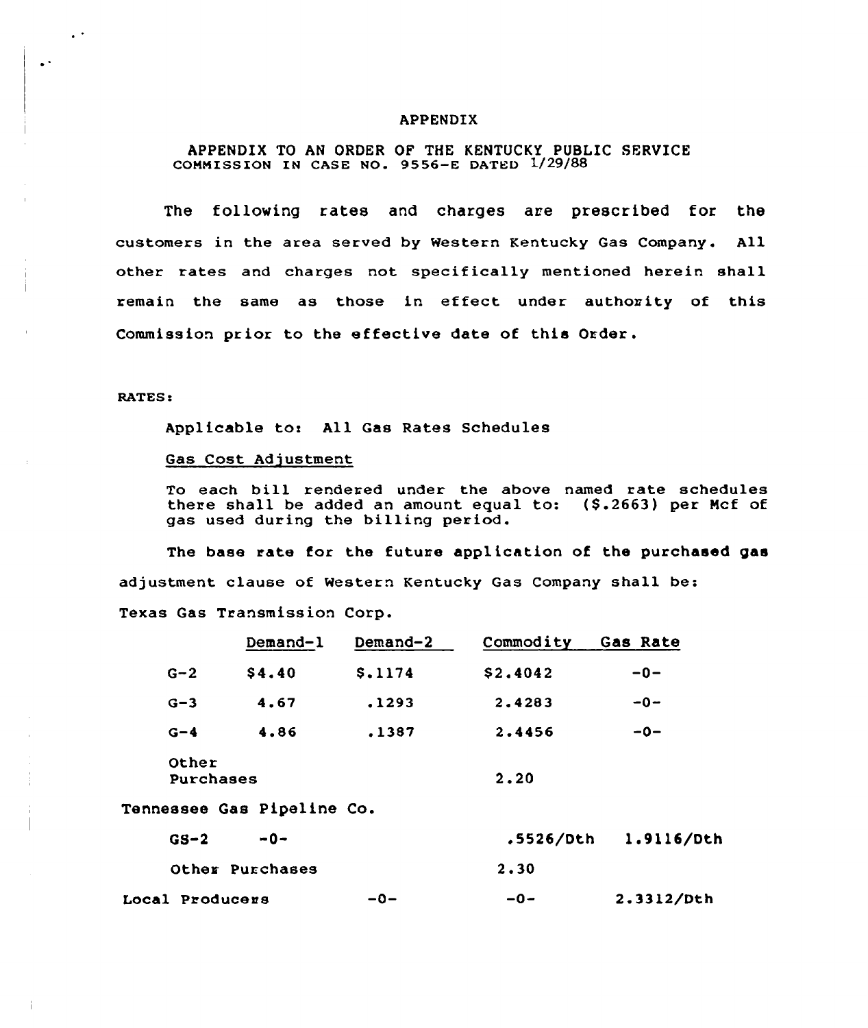# APPENDIX

APPENDIX TO AN ORDER OF THE KENTUCKY PUBLIC SERVICE COMMISSION IN CASE NO. 9556-E DATED 1/29/88

The following rates and charges are prescribed for the customers in the area served by Western Kentucky Gas Company. All other rates and charges not specifically mentioned herein shall remain the same as those in effect under authority of this Commission prior to the effective date of this Order.

RATES:

Applicable to: All Gas Rates Schedules

Gas Cost Adjustment

To each bill rendered under the above named rate schedules there shall be added an amount equal to: ($.2663) per Mcf of gas used during the billing period.

The base rate for the future application of the purchased gas adjustment clause of Western Kentucky Gas Company shall be:

| | Demand-1 | Demand-2 | Commodity | Gas Rate |
|---|---|---|---|---|
| Texas Gas Transmission Corp. | | | | |
| G-2 | $4.40 | $.1174 | $2.4042 | -0- |
| G-3 | 4.67 | .1293 | 2.4283 | -0- |
| G-4 | 4.86 | .1387 | 2.4456 | -0- |
| Other Purchases | | | 2.20 | |
| Tennessee Gas Pipeline Co. | | | | |
| GS-2 | -0- | | .5526/Dth | 1.9116/Dth |
| Other Purchases | | | 2.30 | |
| Local Producers | | -0- | -0- | 2.3312/Dth |